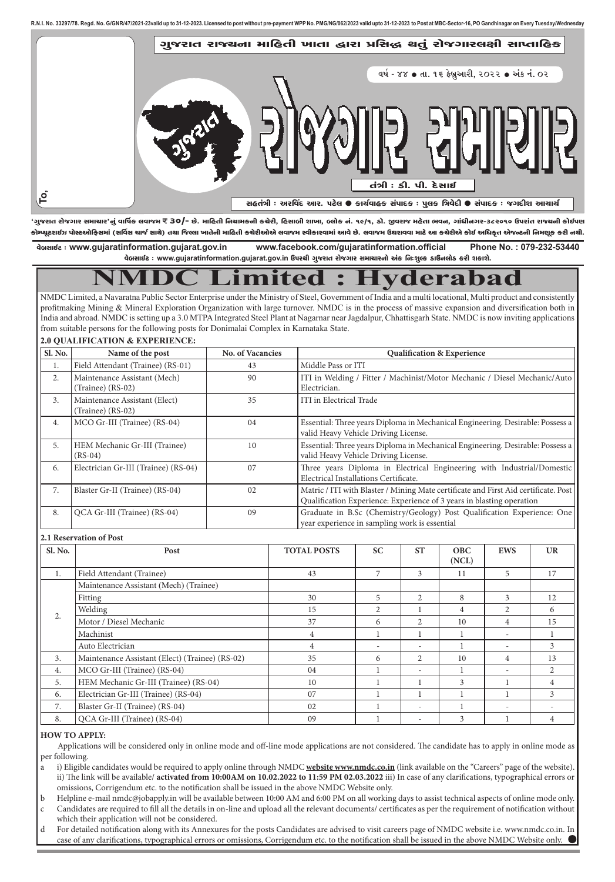R.N.I. No. 33297/78. Regd. No. G/GNR/47/2021-23valid up to 31-12-2023. Licensed to post without pre-payment WPP No. PMG/NG/062/2023 valid upto 31-12-2023 to Post at MBC-Sector-16, PO Gandhinagar on Every Tuesday/Wednesday

ગુજરાત રાજ્યના માહિતી ખાતા દ્વારા પ્રસિદ્ધ થતું રોજગારલક્ષી સાપ્તાહિક

વર્ષ - ૪૪ ● તા. ૧૬ ફેબ્રુઆરી, ૨૦૨૨ ● અંક નં. ૦૨

To,

# ગુજરાત રોજગાર સમાચાર

તંત્રી : ડી. પી. દેસાઈ

સહતંત્રી : અરવિંદ આર. પટેલ ● કાર્યવાહક સંપાદક : પુલક ત્રિવેદી ● સંપાદક : જગદીશ આચાર્ય

'ગુજરાત રોજગાર સમાચાર'નું વાર્ષિક લવાજમ ₹ 30/- છે. માહિતી નિયામકની કચેરી, હિસાબી શાખા, બ્લોક નં. ૧૯/૧, ડૉ. જીવરાજ મહેતા ભવન, ગાંધીનગર-૩૮૨૦૧૦ ઉપરાંત રાજ્યની કોઈપણ કોમ્પ્યૂટરાઈઝ પોસ્ટઓફિસમાં (સર્વિસ ચાર્જ સાથે) તથા જિલ્લા ખાતેની માહિતી કચેરીઓએ લવાજમ સ્વીકારવામાં આવે છે. લવાજમ ઉઘરાવવા માટે આ કચેરીએ કોઈ અધિકૃત એજન્ટની નિમણૂક કરી નથી.

વેબસાઈટ : www.gujaratinformation.gujarat.gov.in www.facebook.com/gujaratinformation.official Phone No. : 079-232-53440

વેબસાઈટ : www.gujaratinformation.gujarat.gov.in ઉપરથી ગુજરાત રોજગાર સમાચારનો અંક નિઃશુલ્ક ડાઉનલોડ કરી શકાશે.

# NMDC Limited : Hyderabad

NMDC Limited, a Navaratna Public Sector Enterprise under the Ministry of Steel, Government of India and a multi locational, Multi product and consistently profitmaking Mining & Mineral Exploration Organization with large turnover. NMDC is in the process of massive expansion and diversification both in India and abroad. NMDC is setting up a 3.0 MTPA Integrated Steel Plant at Nagarnar near Jagdalpur, Chhattisgarh State. NMDC is now inviting applications from suitable persons for the following posts for Donimalai Complex in Karnataka State.

**2.0 QUALIFICATION & EXPERIENCE:**

| Sl. No. | Name of the post | No. of Vacancies | Qualification & Experience |
|---|---|---|---|
| 1. | Field Attendant (Trainee) (RS-01) | 43 | Middle Pass or ITI |
| 2. | Maintenance Assistant (Mech) (Trainee) (RS-02) | 90 | ITI in Welding / Fitter / Machinist/Motor Mechanic / Diesel Mechanic/Auto Electrician. |
| 3. | Maintenance Assistant (Elect) (Trainee) (RS-02) | 35 | ITI in Electrical Trade |
| 4. | MCO Gr-III (Trainee) (RS-04) | 04 | Essential: Three years Diploma in Mechanical Engineering. Desirable: Possess a valid Heavy Vehicle Driving License. |
| 5. | HEM Mechanic Gr-III (Trainee) (RS-04) | 10 | Essential: Three years Diploma in Mechanical Engineering. Desirable: Possess a valid Heavy Vehicle Driving License. |
| 6. | Electrician Gr-III (Trainee) (RS-04) | 07 | Three years Diploma in Electrical Engineering with Industrial/Domestic Electrical Installations Certificate. |
| 7. | Blaster Gr-II (Trainee) (RS-04) | 02 | Matric / ITI with Blaster / Mining Mate certificate and First Aid certificate. Post Qualification Experience: Experience of 3 years in blasting operation |
| 8. | QCA Gr-III (Trainee) (RS-04) | 09 | Graduate in B.Sc (Chemistry/Geology) Post Qualification Experience: One year experience in sampling work is essential |

**2.1 Reservation of Post**

| Sl. No. | Post | TOTAL POSTS | SC | ST | OBC (NCL) | EWS | UR |
|---|---|---|---|---|---|---|---|
| 1. | Field Attendant (Trainee) | 43 | 7 | 3 | 11 | 5 | 17 |
| 2. | Maintenance Assistant (Mech) (Trainee) | | | | | | |
| | Fitting | 30 | 5 | 2 | 8 | 3 | 12 |
| | Welding | 15 | 2 | 1 | 4 | 2 | 6 |
| | Motor / Diesel Mechanic | 37 | 6 | 2 | 10 | 4 | 15 |
| | Machinist | 4 | 1 | 1 | 1 | - | 1 |
| | Auto Electrician | 4 | - | - | 1 | - | 3 |
| 3. | Maintenance Assistant (Elect) (Trainee) (RS-02) | 35 | 6 | 2 | 10 | 4 | 13 |
| 4. | MCO Gr-III (Trainee) (RS-04) | 04 | 1 | - | 1 | - | 2 |
| 5. | HEM Mechanic Gr-III (Trainee) (RS-04) | 10 | 1 | 1 | 3 | 1 | 4 |
| 6. | Electrician Gr-III (Trainee) (RS-04) | 07 | 1 | 1 | 1 | 1 | 3 |
| 7. | Blaster Gr-II (Trainee) (RS-04) | 02 | 1 | - | 1 | - | - |
| 8. | QCA Gr-III (Trainee) (RS-04) | 09 | 1 | - | 3 | 1 | 4 |

**HOW TO APPLY:**

Applications will be considered only in online mode and off-line mode applications are not considered. The candidate has to apply in online mode as per following.

a i) Eligible candidates would be required to apply online through NMDC **website www.nmdc.co.in** (link available on the "Careers" page of the website). ii) The link will be available/ **activated from 10:00AM on 10.02.2022 to 11:59 PM 02.03.2022** iii) In case of any clarifications, typographical errors or omissions, Corrigendum etc. to the notification shall be issued in the above NMDC Website only.

b Helpline e-mail nmdc@jobapply.in will be available between 10:00 AM and 6:00 PM on all working days to assist technical aspects of online mode only.

c Candidates are required to fill all the details in on-line and upload all the relevant documents/ certificates as per the requirement of notification without which their application will not be considered.

d For detailed notification along with its Annexures for the posts Candidates are advised to visit careers page of NMDC website i.e. www.nmdc.co.in. In case of any clarifications, typographical errors or omissions, Corrigendum etc. to the notification shall be issued in the above NMDC Website only.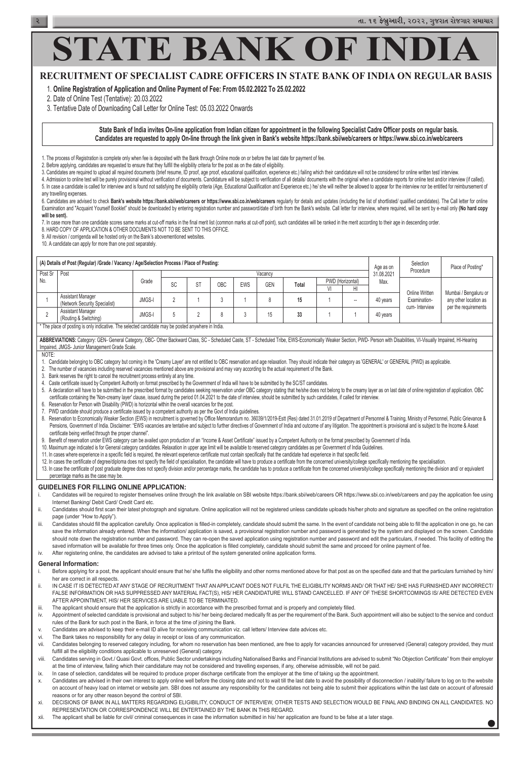# STATE BANK OF INDIA

## RECRUITMENT OF SPECIALIST CADRE OFFICERS IN STATE BANK OF INDIA ON REGULAR BASIS

1. **Online Registration of Application and Online Payment of Fee: From 05.02.2022 To 25.02.2022**
2. Date of Online Test (Tentative): 20.03.2022
3. Tentative Date of Downloading Call Letter for Online Test: 05.03.2022 Onwards

**State Bank of India invites On-line application from Indian citizen for appointment in the following Specialist Cadre Officer posts on regular basis. Candidates are requested to apply On-line through the link given in Bank's website https://bank.sbi/web/careers or https://www.sbi.co.in/web/careers**

1. The process of Registration is complete only when fee is deposited with the Bank through Online mode on or before the last date for payment of fee.
2. Before applying, candidates are requested to ensure that they fulfill the eligibility criteria for the post as on the date of eligibility.
3. Candidates are required to upload all required documents (brief resume, ID proof, age proof, educational qualification, experience etc.) failing which their candidature will not be considered for online written test/ interview.
4. Admission to online test will be purely provisional without verification of documents. Candidature will be subject to verification of all details/ documents with the original when a candidate reports for online test and/or interview (if called).
5. In case a candidate is called for interview and is found not satisfying the eligibility criteria (Age, Educational Qualification and Experience etc.) he/ she will neither be allowed to appear for the interview nor be entitled for reimbursement of any travelling expenses.
6. Candidates are advised to check **Bank's website https://bank.sbi/web/careers or https://www.sbi.co.in/web/careers** regularly for details and updates (including the list of shortlisted/ qualified candidates). The Call letter for online Examination and "Acquaint Yourself Booklet" should be downloaded by entering registration number and password/date of birth from the Bank's website. Call letter for interview, where required, will be sent by e-mail only **(No hard copy will be sent).**
7. In case more than one candidate scores same marks at cut-off marks in the final merit list (common marks at cut-off point), such candidates will be ranked in the merit according to their age in descending order.
8. HARD COPY OF APPLICATION & OTHER DOCUMENTS NOT TO BE SENT TO THIS OFFICE.
9. All revision / corrigenda will be hosted only on the Bank's abovementioned websites.
10. A candidate can apply for more than one post separately.

**(A) Details of Post (Regular) /Grade / Vacancy / Age/Selection Process / Place of Posting:**

| Post Sr No. | Post | Grade | Vacancy | | | | | | PWD (Horizontal) | | Age as on 31.08.2021 Max. | Selection Procedure | Place of Posting* |
|---|---|---|---|---|---|---|---|---|---|---|---|---|---|
| | | | SC | ST | OBC | EWS | GEN | Total | VI | HI | | | |
| 1 | Assistant Manager (Network Security Specialist) | JMGS-I | 2 | 1 | 3 | 1 | 8 | **15** | 1 | -- | 40 years | Online Written Examination-cum- Interview | Mumbai / Bengaluru or any other location as per the requirements |
| 2 | Assistant Manager (Routing & Switching) | JMGS-I | 5 | 2 | 8 | 3 | 15 | **33** | 1 | 1 | 40 years | | |

\* The place of posting is only indicative. The selected candidate may be posted anywhere in India.

**ABBREVIATIONS:** Category: GEN- General Category, OBC- Other Backward Class, SC - Scheduled Caste, ST - Scheduled Tribe, EWS-Economically Weaker Section, PWD- Person with Disabilities, VI-Visually Impaired, HI-Hearing Impaired, JMGS- Junior Management Grade Scale.

NOTE:

1. Candidate belonging to OBC category but coming in the 'Creamy Layer' are not entitled to OBC reservation and age relaxation. They should indicate their category as 'GENERAL' or GENERAL (PWD) as applicable.
2. The number of vacancies including reserved vacancies mentioned above are provisional and may vary according to the actual requirement of the Bank.
3. Bank reserves the right to cancel the recruitment process entirely at any time.
4. Caste certificate issued by Competent Authority on format prescribed by the Government of India will have to be submitted by the SC/ST candidates.
5. A declaration will have to be submitted in the prescribed format by candidates seeking reservation under OBC category stating that he/she does not belong to the creamy layer as on last date of online registration of application. OBC certificate containing the 'Non-creamy layer' clause, issued during the period 01.04.2021 to the date of interview, should be submitted by such candidates, if called for interview.
6. Reservation for Person with Disability (PWD) is horizontal within the overall vacancies for the post.
7. PWD candidate should produce a certificate issued by a competent authority as per the Govt of India guidelines.
8. Reservation to Economically Weaker Section (EWS) in recruitment is governed by Office Memorandum no. 36039/1/2019-Estt (Res) dated 31.01.2019 of Department of Personnel & Training, Ministry of Personnel, Public Grievance & Pensions, Government of India. Disclaimer: "EWS vacancies are tentative and subject to further directives of Government of India and outcome of any litigation. The appointment is provisional and is subject to the Income & Asset certificate being verified through the proper channel".
9. Benefit of reservation under EWS category can be availed upon production of an "Income & Asset Certificate" issued by a Competent Authority on the format prescribed by Government of India.
10. Maximum age indicated is for General category candidates. Relaxation in upper age limit will be available to reserved category candidates as per Government of India Guidelines.
11. In cases where experience in a specific field is required, the relevant experience certificate must contain specifically that the candidate had experience in that specific field.
12. In cases the certificate of degree/diploma does not specify the field of specialisation, the candidate will have to produce a certificate from the concerned university/college specifically mentioning the specialisation.
13. In case the certificate of post graduate degree does not specify division and/or percentage marks, the candidate has to produce a certificate from the concerned university/college specifically mentioning the division and/ or equivalent percentage marks as the case may be.

### GUIDELINES FOR FILLING ONLINE APPLICATION:

i. Candidates will be required to register themselves online through the link available on SBI website https://bank.sbi/web/careers OR https://www.sbi.co.in/web/careers and pay the application fee using Internet Banking/ Debit Card/ Credit Card etc.

ii. Candidates should first scan their latest photograph and signature. Online application will not be registered unless candidate uploads his/her photo and signature as specified on the online registration page (under "How to Apply").

iii. Candidates should fill the application carefully. Once application is filled-in completely, candidate should submit the same. In the event of candidate not being able to fill the application in one go, he can save the information already entered. When the information/ application is saved, a provisional registration number and password is generated by the system and displayed on the screen. Candidate should note down the registration number and password. They can re-open the saved application using registration number and password and edit the particulars, if needed. This facility of editing the saved information will be available for three times only. Once the application is filled completely, candidate should submit the same and proceed for online payment of fee.

iv. After registering online, the candidates are advised to take a printout of the system generated online application forms.

### General Information:

i. Before applying for a post, the applicant should ensure that he/ she fulfils the eligibility and other norms mentioned above for that post as on the specified date and that the particulars furnished by him/ her are correct in all respects.

ii. IN CASE IT IS DETECTED AT ANY STAGE OF RECRUITMENT THAT AN APPLICANT DOES NOT FULFIL THE ELIGIBILITY NORMS AND/ OR THAT HE/ SHE HAS FURNISHED ANY INCORRECT/ FALSE INFORMATION OR HAS SUPPRESSED ANY MATERIAL FACT(S), HIS/ HER CANDIDATURE WILL STAND CANCELLED. IF ANY OF THESE SHORTCOMINGS IS/ ARE DETECTED EVEN AFTER APPOINTMENT, HIS/ HER SERVICES ARE LIABLE TO BE TERMINATED.

iii. The applicant should ensure that the application is strictly in accordance with the prescribed format and is properly and completely filled.

iv. Appointment of selected candidate is provisional and subject to his/ her being declared medically fit as per the requirement of the Bank. Such appointment will also be subject to the service and conduct rules of the Bank for such post in the Bank, in force at the time of joining the Bank.

v. Candidates are advised to keep their e-mail ID alive for receiving communication viz. call letters/ Interview date advices etc.

vi. The Bank takes no responsibility for any delay in receipt or loss of any communication.

vii. Candidates belonging to reserved category including, for whom no reservation has been mentioned, are free to apply for vacancies announced for unreserved (General) category provided, they must fulfill all the eligibility conditions applicable to unreserved (General) category.

viii. Candidates serving in Govt./ Quasi Govt. offices, Public Sector undertakings including Nationalised Banks and Financial Institutions are advised to submit "No Objection Certificate" from their employer at the time of interview, failing which their candidature may not be considered and travelling expenses, if any, otherwise admissible, will not be paid.

ix. In case of selection, candidates will be required to produce proper discharge certificate from the employer at the time of taking up the appointment.

x. Candidates are advised in their own interest to apply online well before the closing date and not to wait till the last date to avoid the possibility of disconnection / inability/ failure to log on to the website on account of heavy load on internet or website jam. SBI does not assume any responsibility for the candidates not being able to submit their applications within the last date on account of aforesaid reasons or for any other reason beyond the control of SBI.

xi. DECISIONS OF BANK IN ALL MATTERS REGARDING ELIGIBILITY, CONDUCT OF INTERVIEW, OTHER TESTS AND SELECTION WOULD BE FINAL AND BINDING ON ALL CANDIDATES. NO REPRESENTATION OR CORRESPONDENCE WILL BE ENTERTAINED BY THE BANK IN THIS REGARD.

xii. The applicant shall be liable for civil/ criminal consequences in case the information submitted in his/ her application are found to be false at a later stage.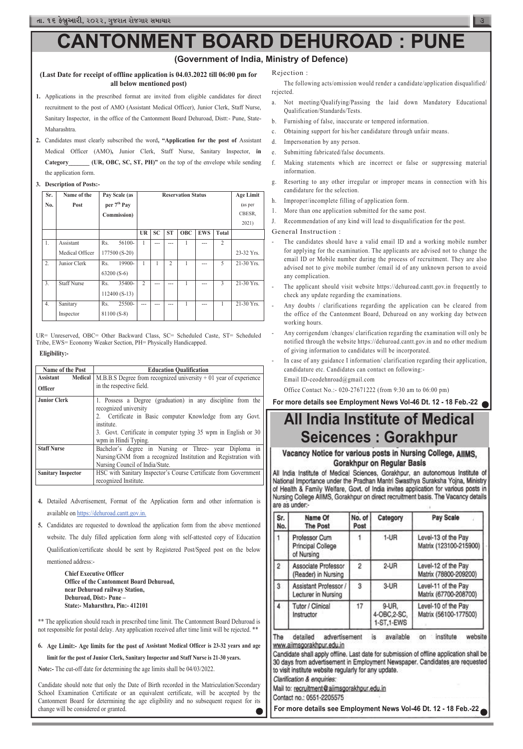# CANTONMENT BOARD DEHUROAD : PUNE

### (Government of India, Ministry of Defence)

**(Last Date for receipt of offline application is 04.03.2022 till 06:00 pm for all below mentioned post)**

1. Applications in the prescribed format are invited from eligible candidates for direct recruitment to the post of AMO (Assistant Medical Officer), Junior Clerk, Staff Nurse, Sanitary Inspector, in the office of the Cantonment Board Dehuroad, Distt:- Pune, State- Maharashtra.
2. Candidates must clearly subscribed the word**, "Application for the post of** Assistant Medical Officer (AMO)**,** Junior Clerk, Staff Nurse, Sanitary Inspector, **in Category_______ (UR, OBC, SC, ST, PH)"** on the top of the envelope while sending the application form.
3. **Description of Posts:-**

| Sr. No. | Name of the Post | Pay Scale (as per 7th Pay Commission) | Reservation Status | | | | | | Age Limit (as per CBESR, 2021) |
|---|---|---|---|---|---|---|---|---|---|
| | | | UR | SC | ST | OBC | EWS | Total | |
| 1. | Assistant Medical Officer | Rs. 56100-177500 (S-20) | 1 | --- | --- | 1 | --- | 2 | 23-32 Yrs. |
| 2. | Junior Clerk | Rs. 19900-63200 (S-6) | 1 | 1 | 2 | 1 | --- | 5 | 21-30 Yrs. |
| 3. | Staff Nurse | Rs. 35400-112400 (S-13) | 2 | --- | --- | 1 | --- | 3 | 21-30 Yrs. |
| 4. | Sanitary Inspector | Rs. 25500-81100 (S-8) | --- | --- | --- | 1 | --- | 1 | 21-30 Yrs. |

UR= Unreserved, OBC= Other Backward Class, SC= Scheduled Caste, ST= Scheduled Tribe, EWS= Economy Weaker Section, PH= Physically Handicapped.

**Eligibility:-**

| Name of the Post | Education Qualification |
|---|---|
| **Assistant Medical Officer** | M.B.B.S Degree from recognized university + 01 year of experience in the respective field. |
| **Junior Clerk** | 1. Possess a Degree (graduation) in any discipline from the recognized university<br>2. Certificate in Basic computer Knowledge from any Govt. institute.<br>3. Govt. Certificate in computer typing 35 wpm in English or 30 wpm in Hindi Typing. |
| **Staff Nurse** | Bachelor's degree in Nursing or Three- year Diploma in Nursing/GNM from a recognized Institution and Registration with Nursing Council of India/State. |
| **Sanitary Inspector** | HSC with Sanitary Inspector's Course Certificate from Government recognized Institute. |

4. Detailed Advertisement, Format of the Application form and other information is available on https://dehuroad.cantt.gov.in.
5. Candidates are requested to download the application form from the above mentioned website. The duly filled application form along with self-attested copy of Education Qualification/certificate should be sent by Registered Post/Speed post on the below mentioned address:-

**Chief Executive Officer**
**Office of the Cantonment Board Dehuroad,**
**near Dehuroad railway Station,**
**Dehuroad, Dist:- Pune –**
**State:- Maharsthra, Pin:- 412101**

** The application should reach in prescribed time limit. The Cantonment Board Dehuroad is not responsible for postal delay. Any application received after time limit will be rejected. **

6. **Age Limit:- Age limits for the post of Assistant Medical Officer is 23-32 years and age limit for the post of Junior Clerk, Sanitary Inspector and Staff Nurse is 21-30 years.**

**Note:-** The cut-off date for determining the age limits shall be 04/03/2022.

Candidate should note that only the Date of Birth recorded in the Matriculation/Secondary School Examination Certificate or an equivalent certificate, will be accepted by the Cantonment Board for determining the age eligibility and no subsequent request for its change will be considered or granted.

Rejection :

The following acts/omission would render a candidate/application disqualified/ rejected.

a. Not meeting/Qualifying/Passing the laid down Mandatory Educational Qualification/Standards/Tests.
b. Furnishing of false, inaccurate or tempered information.
c. Obtaining support for his/her candidature through unfair means.
d. Impersonation by any person.
e. Submitting fabricated/false documents.
f. Making statements which are incorrect or false or suppressing material information.
g. Resorting to any other irregular or improper means in connection with his candidature for the selection.
h. Improper/incomplete filling of application form.
I. More than one application submitted for the same post.
J. Recommendation of any kind will lead to disqualification for the post.

General Instruction :

- The candidates should have a valid email ID and a working mobile number for applying for the examination. The applicants are advised not to change the email ID or Mobile number during the process of recruitment. They are also advised not to give mobile number /email id of any unknown person to avoid any complication.
- The applicant should visit website https://dehuroad.cantt.gov.in frequently to check any update regarding the examinations.
- Any doubts / clarifications regarding the application can be cleared from the office of the Cantonment Board, Dehuroad on any working day between working hours.
- Any corrigendum /changes/ clarification regarding the examination will only be notified through the website https://dehuroad.cantt.gov.in and no other medium of giving information to candidates will be incorporated.
- In case of any guidance I information/ clarification regarding their application, candidature etc. Candidates can contact on following:-

Email ID-ceodehnroad@gmail.com

Office Contact No.:- 020-27671222 (from 9:30 am to 06:00 pm)

**For more details see Employment News Vol-46 Dt. 12 - 18 Feb.-22**

# All India Institute of Medical Seicences : Gorakhpur

### Vacancy Notice for various posts in Nursing College, AIIMS, Gorakhpur on Regular Basis

All India Institute of Medical Sciences, Gorakhpur, an autonomous Institute of National Importance under the Pradhan Mantri Swasthya Suraksha Yojna, Ministry of Health & Family Welfare, Govt. of India invites application for various posts in Nursing College AIIMS, Gorakhpur on direct recruitment basis. The Vacancy details are as under:-

| Sr. No. | Name Of The Post | No. of Post | Category | Pay Scale |
|---|---|---|---|---|
| 1 | Professor Cum Principal College of Nursing | 1 | 1-UR | Level-13 of the Pay Matrix (123100-215900) |
| 2 | Associate Professor (Reader) in Nursing | 2 | 2-UR | Level-12 of the Pay Matrix (78800-209200) |
| 3 | Assistant Professor / Lecturer in Nursing | 3 | 3-UR | Level-11 of the Pay Matrix (67700-208700) |
| 4 | Tutor / Clinical Instructor | 17 | 9-UR, 4-OBC,2-SC, 1-ST,1-EWS | Level-10 of the Pay Matrix (56100-177500) |

The detailed advertisement is available on institute website www.aiimsgorakhpur.edu.in

Candidate shall apply offline. Last date for submission of offline application shall be 30 days from advertisement in Employment Newspaper. Candidates are requested to visit institute website regularly for any update.

*Clarification & enquiries:*

Mail to: recruitment@aiimsgorakhpur.edu.in

Contact no.: 0551-2205575

**For more details see Employment News Vol-46 Dt. 12 - 18 Feb.-22**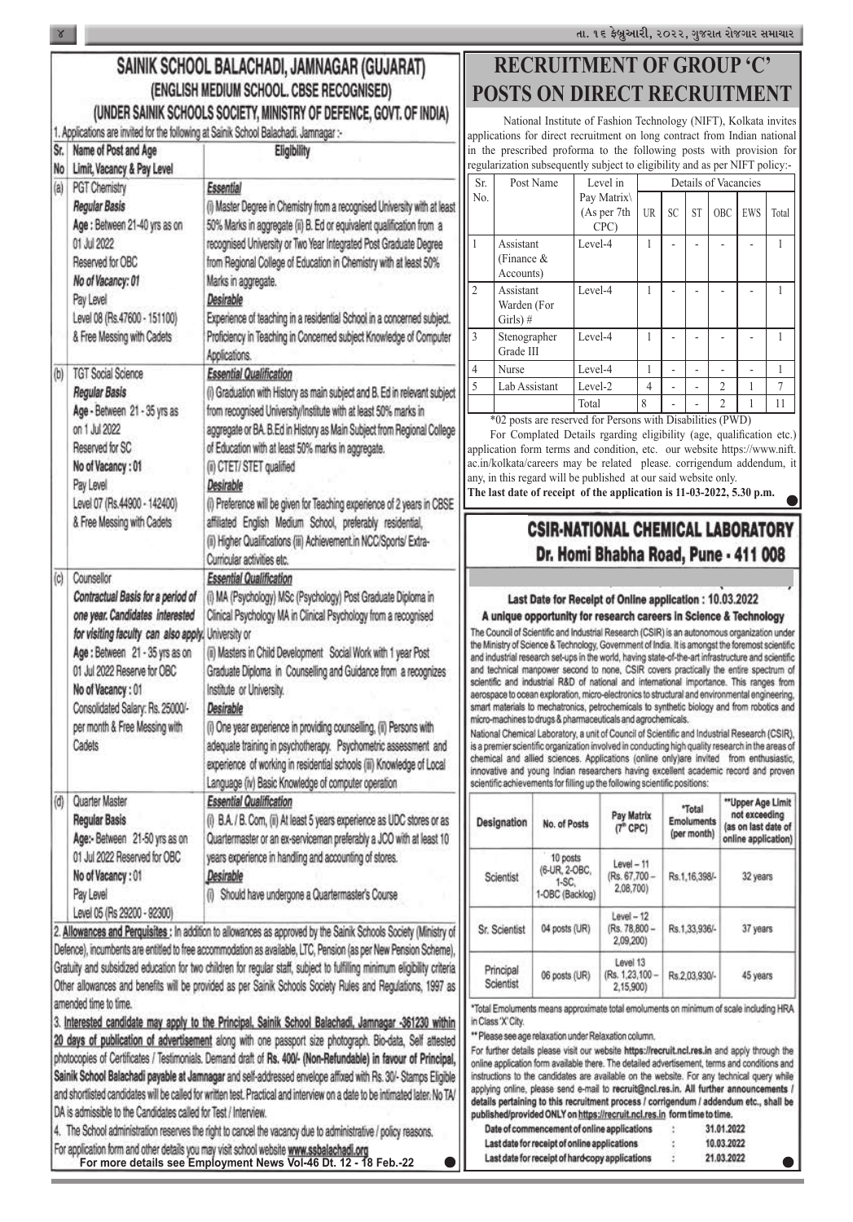## SAINIK SCHOOL BALACHADI, JAMNAGAR (GUJARAT)

### (ENGLISH MEDIUM SCHOOL. CBSE RECOGNISED)

### (UNDER SAINIK SCHOOLS SOCIETY, MINISTRY OF DEFENCE, GOVT. OF INDIA)

1. Applications are invited for the following at Sainik School Balachadi. Jamnagar :-

| Sr. No | Name of Post and Age Limit, Vacancy & Pay Level | Eligiblity |
|---|---|---|
| (a) | PGT Chemistry<br>*Regular Basis*<br>Age : Between 21-40 yrs as on 01 Jul 2022<br>Reserved for OBC<br>*No of Vacancy: 01*<br>Pay Level<br>Level 08 (Rs.47600 - 151100)<br>& Free Messing with Cadets | ***Essential***<br>(i) Master Degree in Chemistry from a recognised University with at least 50% Marks in aggregate (ii) B. Ed or equivalent qualification from a recognised University or Two Year Integrated Post Graduate Degree from Regional College of Education in Chemistry with at least 50% Marks in aggregate.<br>***Desirable***<br>Experience of teaching in a residential School in a concerned subject. Proficiency in Teaching in Concerned subject Knowledge of Computer Applications. |
| (b) | TGT Social Science<br>*Regular Basis*<br>Age - Between 21 - 35 yrs as on 1 Jul 2022<br>Reserved for SC<br>No of Vacancy : 01<br>Pay Level<br>Level 07 (Rs.44900 - 142400)<br>& Free Messing with Cadets | ***Essential Qualification***<br>(i) Graduation with History as main subject and B. Ed in relevant subject from recognised University/Institute with at least 50% marks in aggregate or BA. B.Ed in History as Main Subject from Regional College of Education with at least 50% marks in aggregate.<br>(ii) CTET/ STET qualified<br>***Desirable***<br>(i) Preference will be given for Teaching experience of 2 years in CBSE affiliated English Medium School, preferably residential,<br>(ii) Higher Qualifications (iii) Achievement.in NCC/Sports/ Extra-Curricular activities etc. |
| (c) | Counsellor<br>*Contractual Basis for a period of one year. Candidates interested for visiting faculty can also apply.*<br>Age : Between 21 - 35 yrs as on 01 Jul 2022 Reserve for OBC<br>No of Vacancy : 01<br>Consolidated Salary: Rs. 25000/- per month & Free Messing with Cadets | ***Essential Qualification***<br>(i) MA (Psychology) MSc (Psychology) Post Graduate Diploma in Clinical Psychology MA in Clinical Psychology from a recognised University or<br>(ii) Masters in Child Development Social Work with 1 year Post Graduate Diploma in Counselling and Guidance from a recognizes Institute or University.<br>***Desirable***<br>(i) One year experience in providing counselling, (ii) Persons with adequate training in psychotherapy. Psychometric assessment and experience of working in residential schools (iii) Knowledge of Local Language (iv) Basic Knowledge of computer operation |
| (d) | Quarter Master<br>*Regular Basis*<br>Age:- Between 21-50 yrs as on 01 Jul 2022 Reserved for OBC<br>No of Vacancy : 01<br>Pay Level<br>Level 05 (Rs 29200 - 92300) | ***Essential Qualification***<br>(i) B.A. / B. Com, (ii) At least 5 years experience as UDC stores or as Quartermaster or an ex-serviceman preferably a JCO with at least 10 years experience in handling and accounting of stores.<br>***Desirable***<br>(i) Should have undergone a Quartermaster's Course |

2. **Allowances and Perquisites :** In addition to allowances as approved by the Sainik Schools Society (Ministry of Defence), incumbents are entitled to free accommodation as available, LTC, Pension (as per New Pension Scheme), Gratuity and subsidized education for two children for regular staff, subject to fulfilling minimum eligibility criteria Other allowances and benefits will be provided as per Sainik Schools Society Rules and Regulations, 1997 as amended time to time.

3. **Interested candidate may apply to the Principal, Sainik School Balachadi, Jamnagar -361230 within 20 days of publication of advertisement** along with one passport size photograph. Bio-data, Self attested photocopies of Certificates / Testimonials. Demand draft of **Rs. 400/- (Non-Refundable) in favour of Principal, Sainik School Balachadi payable at Jamnagar** and self-addressed envelope affixed with Rs. 30/- Stamps Eligible and shortlisted candidates will be called for written test. Practical and interview on a date to be intimated later. No TA/ DA is admissible to the Candidates called for Test / Interview.

4. The School administration reserves the right to cancel the vacancy due to administrative / policy reasons.

For application form and other details you may visit school website **www.ssbalachadi.org**

**For more details see Employment News Vol-46 Dt. 12 - 18 Feb.-22**

## RECRUITMENT OF GROUP 'C' POSTS ON DIRECT RECRUITMENT

National Institute of Fashion Technology (NIFT), Kolkata invites applications for direct recruitment on long contract from Indian national in the prescribed proforma to the following posts with provision for regularization subsequently subject to eligibility and as per NIFT policy:-

| Sr. No. | Post Name | Level in Pay Matrix\ (As per 7th CPC) | Details of Vacancies | | | | | |
|---|---|---|---|---|---|---|---|---|
| | | | UR | SC | ST | OBC | EWS | Total |
| 1 | Assistant (Finance & Accounts) | Level-4 | 1 | - | - | - | - | 1 |
| 2 | Assistant Warden (For Girls) # | Level-4 | 1 | - | - | - | - | 1 |
| 3 | Stenographer Grade III | Level-4 | 1 | - | - | - | - | 1 |
| 4 | Nurse | Level-4 | 1 | - | - | - | - | 1 |
| 5 | Lab Assistant | Level-2 | 4 | - | - | 2 | 1 | 7 |
| | | Total | 8 | - | - | 2 | 1 | 11 |

*02 posts are reserved for Persons with Disabilities (PWD)

For Complated Details rgarding eligibility (age, qualification etc.) application form terms and condition, etc. our website https://www.nift.ac.in/kolkata/careers may be related please. corrigendum addendum, it any, in this regard will be published at our said website only.

**The last date of receipt of the application is 11-03-2022, 5.30 p.m.**

## CSIR-NATIONAL CHEMICAL LABORATORY

### Dr. Homi Bhabha Road, Pune - 411 008

**Last Date for Receipt of Online application : 10.03.2022**

**A unique opportunity for research careers in Science & Technology**

The Council of Scientific and Industrial Research (CSIR) is an autonomous organization under the Ministry of Science & Technology, Government of India. It is amongst the foremost scientific and industrial research set-ups in the world, having state-of-the-art infrastructure and scientific and technical manpower second to none, CSIR covers practically the entire spectrum of scientific and industrial R&D of national and international importance. This ranges from aerospace to ocean exploration, micro-electronics to structural and environmental engineering, smart materials to mechatronics, petrochemicals to synthetic biology and from robotics and micro-machines to drugs & pharmaceuticals and agrochemicals.

National Chemical Laboratory, a unit of Council of Scientific and Industrial Research (CSIR), is a premier scientific organization involved in conducting high quality research in the areas of chemical and allied sciences. Applications (online only)are invited from enthusiastic, innovative and young Indian researchers having excellent academic record and proven scientific achievements for filling up the following scientific positions:

| Designation | No. of Posts | Pay Matrix ($7^{th}$ CPC) | *Total Emoluments (per month) | **Upper Age Limit not exceeding (as on last date of online application) |
|---|---|---|---|---|
| Scientist | 10 posts (6-UR, 2-OBC, 1-SC, 1-OBC (Backlog) | Level – 11 (Rs. 67,700 – 2,08,700) | Rs.1,16,398/- | 32 years |
| Sr. Scientist | 04 posts (UR) | Level – 12 (Rs. 78,800 – 2,09,200) | Rs.1,33,936/- | 37 years |
| Principal Scientist | 06 posts (UR) | Level 13 (Rs. 1,23,100 – 2,15,900) | Rs.2,03,930/- | 45 years |

*Total Emoluments means approximate total emoluments on minimum of scale including HRA in Class 'X' City.

** Please see age relaxation under Relaxation column.

For further details please visit our website **https://recruit.ncl.res.in** and apply through the online application form available there. The detailed advertisement, terms and conditions and instructions to the candidates are available on the website. For any technical query while applying online, please send e-mail to **recruit@ncl.res.in. All further announcements / details pertaining to this recruitment process / corrigendum / addendum etc., shall be published/provided ONLY on https://recruit.ncl.res.in form time to time.**

| | | |
|---|---|---|
| Date of commencement of online applications | : | 31.01.2022 |
| Last date for receipt of online applications | : | 10.03.2022 |
| Last date for receipt of hard-copy applications | : | 21.03.2022 |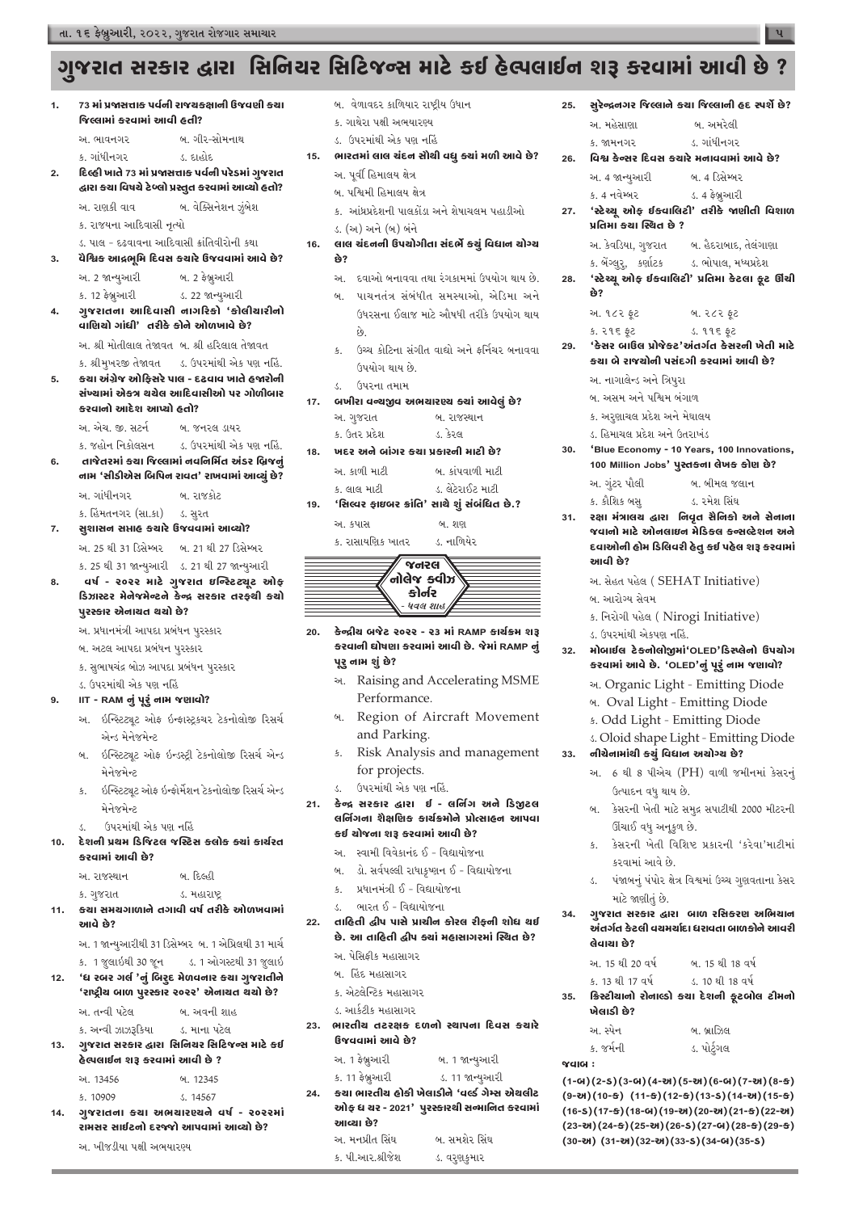# ગુજરાત સરકાર દ્વારા સિનિયર સિટિઝન્સ માટે કઈ હેલ્પલાઈન શરૂ કરવામાં આવી છે ?

**1. 73 માં પ્રજાસત્તાક પર્વની રાજયકક્ષાની ઉજવણી કયા જિલ્લામાં કરવામાં આવી હતી?**

અ. ભાવનગર  બ. ગીર-સોમનાથ
ક. ગાંધીનગર  ડ. દાહોદ

**2. દિલ્હી ખાતે 73 માં પ્રજાસત્તાક પર્વની પરેડમાં ગુજરાત દ્વારા કયા વિષયે ટેબ્લો પ્રસ્તુત કરવામાં આવ્યો હતો?**

અ. રાણકી વાવ  બ. વેક્સિનેશન ઝુંબેશ
ક. રાજયના આદિવાસી નૃત્યો
ડ. પાલ - દઢવાવના આદિવાસી ક્રાંતિવીરોની કથા

**3. વૈશ્વિક આદ્રભૂમિ દિવસ કયારે ઉજવવામાં આવે છે?**

અ. 2 જાન્યુઆરી  બ. 2 ફેબ્રુઆરી
ક. 12 ફેબ્રુઆરી  ડ. 22 જાન્યુઆરી

**4. ગુજરાતના આદિવાસી નાગરિકો 'કોલીયારીનો વાણિયો ગાંધી' તરીકે કોને ઓળખાવે છે?**

અ. શ્રી મોતીલાલ તેજાવત  બ. શ્રી હરિલાલ તેજાવત
ક. શ્રીમુખરજી તેજાવત  ડ. ઉપરમાંથી એક પણ નહિં.

**5. કયા અંગ્રેજ ઓફિસરે પાલ - દઢવાવ ખાતે હજારોની સંખ્યામાં એકત્ર થયેલ આદિવાસીઓ પર ગોળીબાર કરવાનો આદેશ આપ્યો હતો?**

અ. એચ. જી. સટર્ન  બ. જનરલ ડાયર
ક. જ્હોન નિકોલસન  ડ. ઉપરમાંથી એક પણ નહિં.

**6. તાજેતરમાં કયા જિલ્લામાં નવનિર્મિત અંડર બ્રિજનું નામ 'સીડીએસ બિપિન રાવત' રાખવામાં આવ્યું છે?**

અ. ગાંધીનગર  બ. રાજકોટ
ક. હિંમતનગર (સા.કા)  ડ. સુરત

**7. સુશાસન સપ્તાહ કયારે ઉજવવામાં આવ્યો?**

અ. 25 થી 31 ડિસેમ્બર  બ. 21 થી 27 ડિસેમ્બર
ક. 25 થી 31 જાન્યુઆરી  ડ. 21 થી 27 જાન્યુઆરી

**8. વર્ષ - ૨૦૨૨ માટે ગુજરાત ઇન્સ્ટિટ્યૂટ ઓફ ડિઝાસ્ટર મેનેજમેન્ટને કેન્દ્ર સરકાર તરફથી કયો પુરસ્કાર એનાયત થયો છે?**

અ. પ્રધાનમંત્રી આપદા પ્રબંધન પુરસ્કાર
બ. અટલ આપદા પ્રબંધન પુરસ્કાર
ક. સુભાષચંદ્ર બોઝ આપદા પ્રબંધન પુરસ્કાર
ડ. ઉપરમાંથી એક પણ નહિં

**9. IIT - RAM નું પૂરું નામ જણાવો?**

અ. ઇન્સ્ટિટ્યૂટ ઓફ ઇન્ફ્રાસ્ટ્રક્ચર ટેકનોલોજી રિસર્ચ એન્ડ મેનેજમેન્ટ
બ. ઇન્સ્ટિટ્યૂટ ઓફ ઇન્ડસ્ટ્રી ટેકનોલોજી રિસર્ચ એન્ડ મેનેજમેન્ટ
ક. ઇન્સ્ટિટ્યૂટ ઓફ ઇન્ફોર્મેશન ટેકનોલોજી રિસર્ચ એન્ડ મેનેજમેન્ટ
ડ. ઉપરમાંથી એક પણ નહિં

**10. દેશની પ્રથમ ડિજિટલ જસ્ટિસ ક્લોક કયાં કાર્યરત કરવામાં આવી છે?**

અ. રાજસ્થાન  બ. દિલ્હી
ક. ગુજરાત  ડ. મહારાષ્ટ્ર

**11. કયા સમયગાળાને તગાવી વર્ષ તરીકે ઓળખવામાં આવે છે?**

અ. 1 જાન્યુઆરીથી 31 ડિસેમ્બર  બ. 1 એપ્રિલથી 31 માર્ચ
ક. 1 જુલાઇથી 30 જૂન  ડ. 1 ઓગસ્ટથી 31 જુલાઇ

**12. 'ધ રબર ગર્લ 'નું બિરુદ મેળવનાર કયા ગુજરાતીને 'રાષ્ટ્રીય બાળ પુરસ્કાર ૨૦૨૨' એનાયત થયો છે?**

અ. તન્વી પટેલ  બ. અવની શાહ
ક. અન્વી ઝાંઝરૂકિયા  ડ. માના પટેલ

**13. ગુજરાત સરકાર દ્વારા સિનિયર સિટિઝન્સ માટે કઈ હેલ્પલાઈન શરૂ કરવામાં આવી છે ?**

અ. 13456  બ. 12345
ક. 10909  ડ. 14567

**14. ગુજરાતના કયા અભયારણ્યને વર્ષ - ૨૦૨૨માં રામસર સાઈટનો દરજ્જો આપવામાં આવ્યો છે?**

અ. ખીજડીયા પક્ષી અભયારણ્ય
બ. વેળાવદર કાળિયાર રાષ્ટ્રીય ઉધાન
ક. ગાથેરા પક્ષી અભયારણ્ય
ડ. ઉપરમાંથી એક પણ નહિં

**15. ભારતમાં લાલ ચંદન સૌથી વધુ કયાં મળી આવે છે?**

અ. પૂર્વી હિમાલય ક્ષેત્ર
બ. પશ્ચિમી હિમાલય ક્ષેત્ર
ક. આંધ્રપ્રદેશની પાલકોંડા અને શેષાચલમ પહાડીઓ
ડ. (અ) અને (બ) બંને

**16. લાલ ચંદનની ઉપયોગીતા સંદર્ભે કયું વિધાન યોગ્ય છે?**

અ. દવાઓ બનાવવા તથા રંગકામમાં ઉપયોગ થાય છે.
બ. પાચનતંત્ર સંબંધીત સમસ્યાઓ, એડિમા અને ઉધરસના ઈલાજ માટે ઔષધી તરીકે ઉપયોગ થાય છે.
ક. ઉચ્ચ કોટિના સંગીત વાદ્યો અને ફર્નિચર બનાવવા ઉપયોગ થાય છે.
ડ. ઉપરના તમામ

**17. બખીરા વન્યજીવ અભયારણ્ય કયાં આવેલું છે?**

અ. ગુજરાત  બ. રાજસ્થાન
ક. ઉત્તર પ્રદેશ  ડ. કેરલ

**18. ખદર અને બાંગર કયા પ્રકારની માટી છે?**

અ. કાળી માટી  બ. કાંપવાળી માટી
ક. લાલ માટી  ડ. લેટેરાઈટ માટી

**19. 'સિલ્વર ફાઇબર ક્રાંતિ' સાથે શું સંબંધિત છે.?**

અ. કપાસ  બ. શણ
ક. રાસાયણિક ખાતર  ડ. નાળિયેર

**જનરલ નોલેજ ક્વીઝ કોર્નર** - ધવલ શાહ

**20. કેન્દ્રીય બજેટ ૨૦૨૨ - ૨૩ માં RAMP કાર્યક્રમ શરૂ કરવાની ઘોષણા કરવામાં આવી છે. જેમાં RAMP નું પૂરુ નામ શું છે?**

અ. Raising and Accelerating MSME Performance.
બ. Region of Aircraft Movement and Parking.
ક. Risk Analysis and management for projects.
ડ. ઉપરમાંથી એક પણ નહિં.

**21. કેન્દ્ર સરકાર દ્વારા ઈ - લર્નિંગ અને ડિજીટલ લર્નિંગના શૈક્ષણિક કાર્યક્રમોને પ્રોત્સાહન આપવા કઈ યોજના શરૂ કરવામાં આવી છે?**

અ. સ્વામી વિવેકાનંદ ઈ - વિદ્યાયોજના
બ. ડો. સર્વપલ્લી રાધાકૃષ્ણન ઈ - વિદ્યાયોજના
ક. પ્રધાનમંત્રી ઈ - વિદ્યાયોજના
ડ. ભારત ઈ - વિદ્યાયોજના

**22. તાહિતી દ્વીપ પાસે પ્રાચીન કોરલ રીફની શોધ થઈ છે. આ તાહિતી દ્વીપ કયાં મહાસાગરમાં સ્થિત છે?**

અ. પેસિફીક મહાસાગર
બ. હિંદ મહાસાગર
ક. એટલેન્ટિક મહાસાગર
ડ. આર્કટીક મહાસાગર

**23. ભારતીય તટરક્ષક દળનો સ્થાપના દિવસ કયારે ઉજવવામાં આવે છે?**

અ. 1 ફેબ્રુઆરી  બ. 1 જાન્યુઆરી
ક. 11 ફેબ્રુઆરી  ડ. 11 જાન્યુઆરી

**24. કયા ભારતીય હોકી ખેલાડીને 'વર્લ્ડ ગેમ્સ એથલીટ ઓફ ધ યર - 2021' પુરસ્કારથી સન્માનિત કરવામાં આવ્યા છે?**

અ. મનપ્રીત સિંઘ  બ. સમશેર સિંઘ
ક. પી.આર.શ્રીજેશ  ડ. વરુણકુમાર

**25. સુરેન્દ્રનગર જિલ્લાને કયા જિલ્લાની હદ સ્પર્શે છે?**

અ. મહેસાણા  બ. અમરેલી
ક. જામનગર  ડ. ગાંધીનગર

**26. વિશ્વ કેન્સર દિવસ કયારે મનાવવામાં આવે છે?**

અ. 4 જાન્યુઆરી  બ. 4 ડિસેમ્બર
ક. 4 નવેમ્બર  ડ. 4 ફેબ્રુઆરી

**27. 'સ્ટેચ્યૂ ઓફ ઇક્વાલિટી' તરીકે જાણીતી વિશાળ પ્રતિમા કયા સ્થિત છે ?**

અ. કેવડિયા, ગુજરાત  બ. હૈદરાબાદ, તેલંગાણા
ક. બેંગ્લુરૂ, કર્ણાટક  ડ. ભોપાલ, મધ્યપ્રદેશ

**28. 'સ્ટેચ્યૂ ઓફ ઇક્વાલિટી' પ્રતિમા કેટલા ફૂટ ઊંચી છે?**

અ. ૧૮૨ ફૂટ  બ. ૨૮૨ ફૂટ
ક. ૨૧૬ ફૂટ  ડ. ૧૧૬ ફૂટ

**29. 'કેસર બાઉલ પ્રોજેક્ટ'અંતર્ગત કેસરની ખેતી માટે કયા બે રાજયોની પસંદગી કરવામાં આવી છે?**

અ. નાગાલેન્ડ અને ત્રિપુરા
બ. આસમ અને પશ્ચિમ બંગાળ
ક. અરુણાચલ પ્રદેશ અને મેઘાલય
ડ. હિમાચલ પ્રદેશ અને ઉત્તરાખંડ

**30. 'Blue Economy - 10 Years, 100 Innovations, 100 Million Jobs' પુસ્તકના લેખક કોણ છે?**

અ. ગુંટર પૌલી  બ. બીમલ જલાન
ક. કૌશિક બસુ  ડ. રમેશ સિંઘ

**31. રક્ષા મંત્રાલય દ્વારા નિવૃત સૈનિકો અને સેનાના જવાનો માટે ઓનલાઇન મેડિકલ કન્સલ્ટેશન અને દવાઓની હોમ ડિલિવરી હેતુ કઈ પહેલ શરૂ કરવામાં આવી છે?**

અ. સેહત પહેલ ( SEHAT Initiative)
બ. આરોગ્ય સેતુ
ક. નિરોગી પહેલ ( Nirogi Initiative)
ડ. ઉપરમાંથી એકપણ નહિં.

**32. મોબાઈલ ટેકનોલોજીમાં'OLED'ડિસ્પ્લેનો ઉપયોગ કરવામાં આવે છે. 'OLED'નું પૂરું નામ જણાવો?**

અ. Organic Light - Emitting Diode
બ. Oval Light - Emitting Diode
ક. Odd Light - Emitting Diode
ડ. Oloid shape Light - Emitting Diode

**33. નીચેનામાંથી કયું વિધાન અયોગ્ય છે?**

અ. 6 થી 8 પીએચ (PH) વાળી જમીનમાં કેસરનું ઉત્પાદન વધુ થાય છે.
બ. કેસરની ખેતી માટે સમુદ્ર સપાટીથી 2000 મીટરની ઊંચાઈ વધુ અનુકૂળ છે.
ક. કેસરની ખેતી વિશિષ્ટ પ્રકારની 'કરેવા'માટીમાં કરવામાં આવે છે.
ડ. પંજાબનું પંપોર ક્ષેત્ર વિશ્વમાં ઉચ્ચ ગુણવતાના કેસર માટે જાણીતું છે.

**34. ગુજરાત સરકાર દ્વારા બાળ રસિકરણ અભિયાન અંતર્ગત કેટલી વયમર્યાદા ધરાવતા બાળકોને આવરી લેવાયા છે?**

અ. 15 થી 20 વર્ષ  બ. 15 થી 18 વર્ષ
ક. 13 થી 17 વર્ષ  ડ. 10 થી 18 વર્ષ

**35. ક્રિસ્ટીયાનો રોનાલ્ડો કયા દેશની ફૂટબોલ ટીમનો ખેલાડી છે?**

અ. સ્પેન  બ. બ્રાઝિલ
ક. જર્મની  ડ. પોર્ટુગલ

**જવાબ :**

**(1-બ)(2-ડ)(3-બ)(4-અ)(5-અ)(6-બ)(7-અ)(8-ક) (9-અ)(10-ક) (11-ક)(12-ક)(13-ક)(14-અ)(15-ક) (16-ડ)(17-ક)(18-બ)(19-અ)(20-અ)(21-ક)(22-અ) (23-અ)(24-ક)(25-અ)(26-ડ)(27-બ)(28-ક)(29-ક) (30-અ) (31-અ)(32-અ)(33-ડ)(34-બ)(35-ડ)**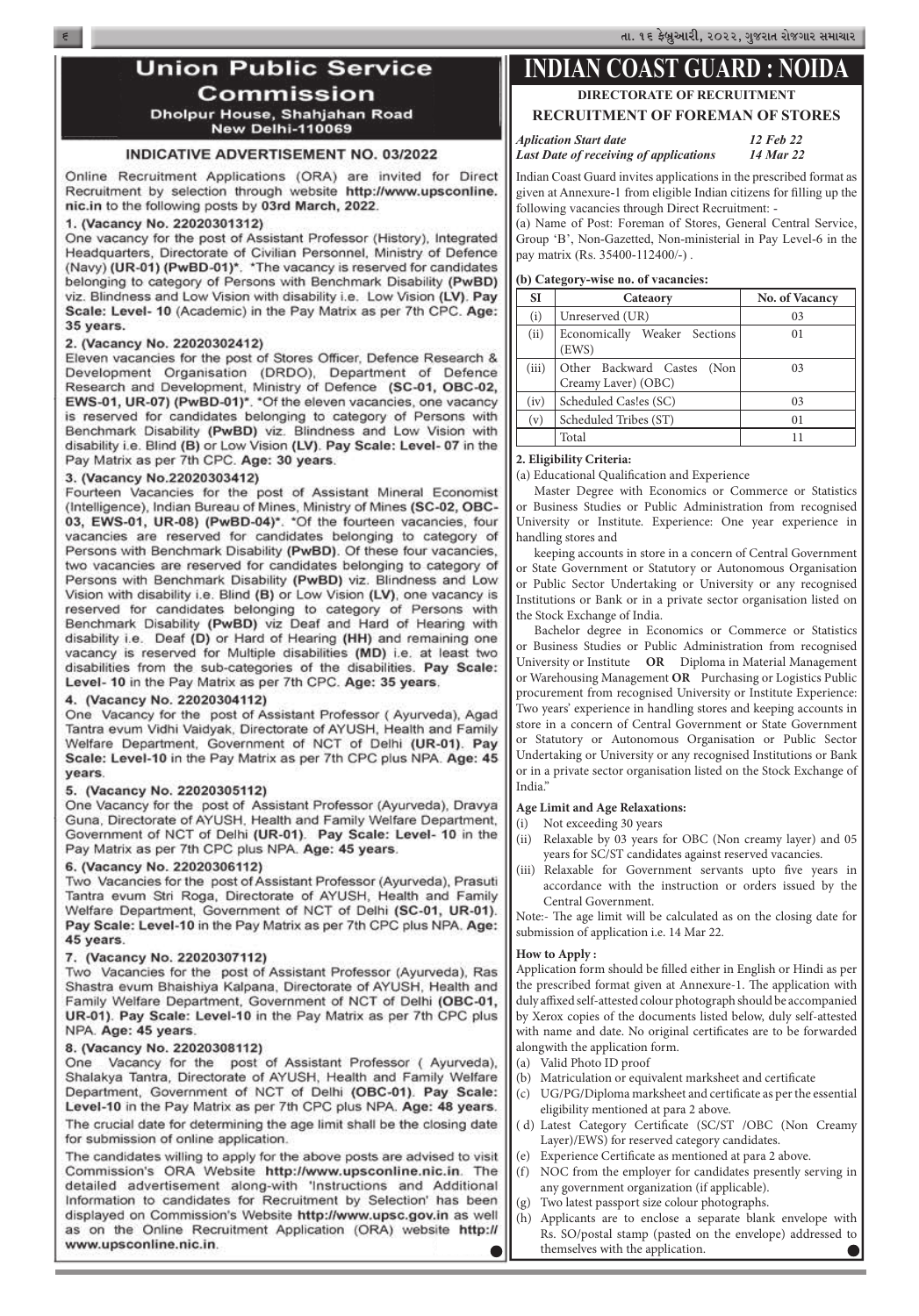# Union Public Service Commission

**Dholpur House, Shahjahan Road**
**New Delhi-110069**

## INDICATIVE ADVERTISEMENT NO. 03/2022

Online Recruitment Applications (ORA) are invited for Direct Recruitment by selection through website **http://www.upsconline.nic.in** to the following posts by **03rd March, 2022**.

**1. (Vacancy No. 22020301312)**
One vacancy for the post of Assistant Professor (History), Integrated Headquarters, Directorate of Civilian Personnel, Ministry of Defence (Navy) **(UR-01) (PwBD-01)***. *The vacancy is reserved for candidates belonging to category of Persons with Benchmark Disability **(PwBD)** viz. Blindness and Low Vision with disability i.e. Low Vision **(LV)**. **Pay Scale: Level- 10** (Academic) in the Pay Matrix as per 7th CPC. **Age: 35 years.**

**2. (Vacancy No. 22020302412)**
Eleven vacancies for the post of Stores Officer, Defence Research & Development Organisation (DRDO), Department of Defence Research and Development, Ministry of Defence **(SC-01, OBC-02, EWS-01, UR-07) (PwBD-01)***. *Of the eleven vacancies, one vacancy is reserved for candidates belonging to category of Persons with Benchmark Disability **(PwBD)** viz. Blindness and Low Vision with disability i.e. Blind **(B)** or Low Vision **(LV)**. **Pay Scale: Level- 07** in the Pay Matrix as per 7th CPC. **Age: 30 years.**

**3. (Vacancy No.22020303412)**
Fourteen Vacancies for the post of Assistant Mineral Economist (Intelligence), Indian Bureau of Mines, Ministry of Mines **(SC-02, OBC-03, EWS-01, UR-08) (PwBD-04)***. *Of the fourteen vacancies, four vacancies are reserved for candidates belonging to category of Persons with Benchmark Disability **(PwBD)**. Of these four vacancies, two vacancies are reserved for candidates belonging to category of Persons with Benchmark Disability **(PwBD)** viz. Blindness and Low Vision with disability i.e. Blind **(B)** or Low Vision **(LV)**, one vacancy is reserved for candidates belonging to category of Persons with Benchmark Disability **(PwBD)** viz Deaf and Hard of Hearing with disability i.e. Deaf **(D)** or Hard of Hearing **(HH)** and remaining one vacancy is reserved for Multiple disabilities **(MD)** i.e. at least two disabilities from the sub-categories of the disabilities. **Pay Scale: Level- 10** in the Pay Matrix as per 7th CPC. **Age: 35 years.**

**4. (Vacancy No. 22020304112)**
One Vacancy for the post of Assistant Professor ( Ayurveda), Agad Tantra evum Vidhi Vaidyak, Directorate of AYUSH, Health and Family Welfare Department, Government of NCT of Delhi **(UR-01)**. **Pay Scale: Level-10** in the Pay Matrix as per 7th CPC plus NPA. **Age: 45 years.**

**5. (Vacancy No. 22020305112)**
One Vacancy for the post of Assistant Professor (Ayurveda), Dravya Guna, Directorate of AYUSH, Health and Family Welfare Department, Government of NCT of Delhi **(UR-01)**. **Pay Scale: Level- 10** in the Pay Matrix as per 7th CPC plus NPA. **Age: 45 years.**

**6. (Vacancy No. 22020306112)**
Two Vacancies for the post of Assistant Professor (Ayurveda), Prasuti Tantra evum Stri Roga, Directorate of AYUSH, Health and Family Welfare Department, Government of NCT of Delhi **(SC-01, UR-01)**. **Pay Scale: Level-10** in the Pay Matrix as per 7th CPC plus NPA. **Age: 45 years.**

**7. (Vacancy No. 22020307112)**
Two Vacancies for the post of Assistant Professor (Ayurveda), Ras Shastra evum Bhaishiya Kalpana, Directorate of AYUSH, Health and Family Welfare Department, Government of NCT of Delhi **(OBC-01, UR-01)**. **Pay Scale: Level-10** in the Pay Matrix as per 7th CPC plus NPA. **Age: 45 years.**

**8. (Vacancy No. 22020308112)**
One Vacancy for the post of Assistant Professor ( Ayurveda), Shalakya Tantra, Directorate of AYUSH, Health and Family Welfare Department, Government of NCT of Delhi **(OBC-01)**. **Pay Scale: Level-10** in the Pay Matrix as per 7th CPC plus NPA. **Age: 48 years.**

The crucial date for determining the age limit shall be the closing date for submission of online application.

The candidates willing to apply for the above posts are advised to visit Commission's ORA Website **http://www.upsconline.nic.in**. The detailed advertisement along-with 'Instructions and Additional Information to candidates for Recruitment by Selection' has been displayed on Commission's Website **http://www.upsc.gov.in** as well as on the Online Recruitment Application (ORA) website **http://www.upsconline.nic.in**.

# INDIAN COAST GUARD : NOIDA

**DIRECTORATE OF RECRUITMENT**

## RECRUITMENT OF FOREMAN OF STORES

***Aplication Start date*** ***12 Feb 22***
***Last Date of receiving of applications*** ***14 Mar 22***

Indian Coast Guard invites applications in the prescribed format as given at Annexure-1 from eligible Indian citizens for filling up the following vacancies through Direct Recruitment: -

(a) Name of Post: Foreman of Stores, General Central Service, Group 'B', Non-Gazetted, Non-ministerial in Pay Level-6 in the pay matrix (Rs. 35400-112400/-) .

**(b) Category-wise no. of vacancies:**

| SI | Cateaory | No. of Vacancy |
|---|---|---|
| (i) | Unreserved (UR) | 03 |
| (ii) | Economically Weaker Sections (EWS) | 01 |
| (iii) | Other Backward Castes (Non Creamy Laver) (OBC) | 03 |
| (iv) | Scheduled Cas!es (SC) | 03 |
| (v) | Scheduled Tribes (ST) | 01 |
| | Total | 11 |

**2. Eligibility Criteria:**

(a) Educational Qualification and Experience

Master Degree with Economics or Commerce or Statistics or Business Studies or Public Administration from recognised University or Institute. Experience: One year experience in handling stores and

keeping accounts in store in a concern of Central Government or State Government or Statutory or Autonomous Organisation or Public Sector Undertaking or University or any recognised Institutions or Bank or in a private sector organisation listed on the Stock Exchange of India.

Bachelor degree in Economics or Commerce or Statistics or Business Studies or Public Administration from recognised University or Institute **OR** Diploma in Material Management or Warehousing Management **OR** Purchasing or Logistics Public procurement from recognised University or Institute Experience: Two years' experience in handling stores and keeping accounts in store in a concern of Central Government or State Government or Statutory or Autonomous Organisation or Public Sector Undertaking or University or any recognised Institutions or Bank or in a private sector organisation listed on the Stock Exchange of India."

**Age Limit and Age Relaxations:**

(i) Not exceeding 30 years
(ii) Relaxable by 03 years for OBC (Non creamy layer) and 05 years for SC/ST candidates against reserved vacancies.
(iii) Relaxable for Government servants upto five years in accordance with the instruction or orders issued by the Central Government.

Note:- The age limit will be calculated as on the closing date for submission of application i.e. 14 Mar 22.

**How to Apply :**

Application form should be filled either in English or Hindi as per the prescribed format given at Annexure-1. The application with duly affixed self-attested colour photograph should be accompanied by Xerox copies of the documents listed below, duly self-attested with name and date. No original certificates are to be forwarded alongwith the application form.

(a) Valid Photo ID proof
(b) Matriculation or equivalent marksheet and certificate
(c) UG/PG/Diploma marksheet and certificate as per the essential eligibility mentioned at para 2 above.
( d) Latest Category Certificate (SC/ST /OBC (Non Creamy Layer)/EWS) for reserved category candidates.
(e) Experience Certificate as mentioned at para 2 above.
(f) NOC from the employer for candidates presently serving in any government organization (if applicable).
(g) Two latest passport size colour photographs.
(h) Applicants are to enclose a separate blank envelope with Rs. SO/postal stamp (pasted on the envelope) addressed to themselves with the application.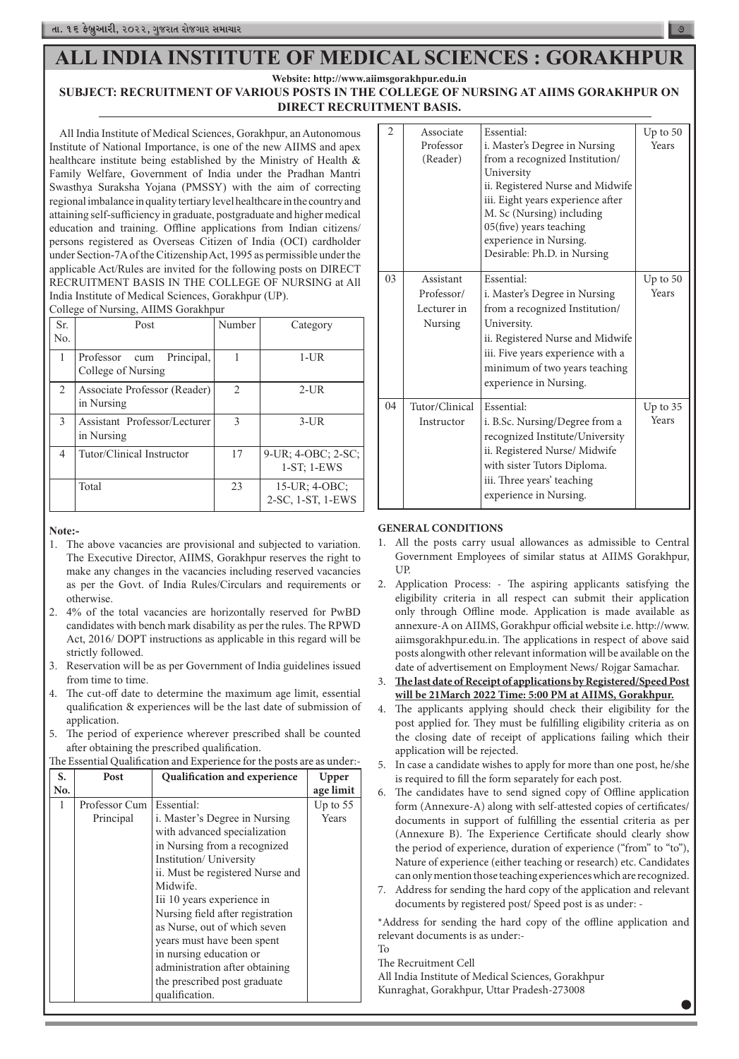# ALL INDIA INSTITUTE OF MEDICAL SCIENCES : GORAKHPUR

**Website: http://www.aiimsgorakhpur.edu.in**

**SUBJECT: RECRUITMENT OF VARIOUS POSTS IN THE COLLEGE OF NURSING AT AIIMS GORAKHPUR ON DIRECT RECRUITMENT BASIS.**

All India Institute of Medical Sciences, Gorakhpur, an Autonomous Institute of National Importance, is one of the new AIIMS and apex healthcare institute being established by the Ministry of Health & Family Welfare, Government of India under the Pradhan Mantri Swasthya Suraksha Yojana (PMSSY) with the aim of correcting regional imbalance in quality tertiary level healthcare in the country and attaining self-sufficiency in graduate, postgraduate and higher medical education and training. Offline applications from Indian citizens/ persons registered as Overseas Citizen of India (OCI) cardholder under Section-7A of the Citizenship Act, 1995 as permissible under the applicable Act/Rules are invited for the following posts on DIRECT RECRUITMENT BASIS IN THE COLLEGE OF NURSING at All India Institute of Medical Sciences, Gorakhpur (UP).

College of Nursing, AIIMS Gorakhpur

| Sr. No. | Post | Number | Category |
|---|---|---|---|
| 1 | Professor cum Principal, College of Nursing | 1 | 1-UR |
| 2 | Associate Professor (Reader) in Nursing | 2 | 2-UR |
| 3 | Assistant Professor/Lecturer in Nursing | 3 | 3-UR |
| 4 | Tutor/Clinical Instructor | 17 | 9-UR; 4-OBC; 2-SC; 1-ST; 1-EWS |
| | Total | 23 | 15-UR; 4-OBC; 2-SC, 1-ST, 1-EWS |

**Note:-**

1. The above vacancies are provisional and subjected to variation. The Executive Director, AIIMS, Gorakhpur reserves the right to make any changes in the vacancies including reserved vacancies as per the Govt. of India Rules/Circulars and requirements or otherwise.
2. 4% of the total vacancies are horizontally reserved for PwBD candidates with bench mark disability as per the rules. The RPWD Act, 2016/ DOPT instructions as applicable in this regard will be strictly followed.
3. Reservation will be as per Government of India guidelines issued from time to time.
4. The cut-off date to determine the maximum age limit, essential qualification & experiences will be the last date of submission of application.
5. The period of experience wherever prescribed shall be counted after obtaining the prescribed qualification.

The Essential Qualification and Experience for the posts are as under:-

| S. No. | Post | Qualification and experience | Upper age limit |
|---|---|---|---|
| 1 | Professor Cum Principal | Essential:<br>i. Master's Degree in Nursing with advanced specialization in Nursing from a recognized Institution/ University<br>ii. Must be registered Nurse and Midwife.<br>Iii 10 years experience in Nursing field after registration as Nurse, out of which seven years must have been spent in nursing education or administration after obtaining the prescribed post graduate qualification. | Up to 55 Years |
| 2 | Associate Professor (Reader) | Essential:<br>i. Master's Degree in Nursing from a recognized Institution/ University<br>ii. Registered Nurse and Midwife<br>iii. Eight years experience after M. Sc (Nursing) including 05(five) years teaching experience in Nursing.<br>Desirable: Ph.D. in Nursing | Up to 50 Years |
| 03 | Assistant Professor/ Lecturer in Nursing | Essential:<br>i. Master's Degree in Nursing from a recognized Institution/ University.<br>ii. Registered Nurse and Midwife<br>iii. Five years experience with a minimum of two years teaching experience in Nursing. | Up to 50 Years |
| 04 | Tutor/Clinical Instructor | Essential:<br>i. B.Sc. Nursing/Degree from a recognized Institute/University<br>ii. Registered Nurse/ Midwife with sister Tutors Diploma.<br>iii. Three years' teaching experience in Nursing. | Up to 35 Years |

**GENERAL CONDITIONS**

1. All the posts carry usual allowances as admissible to Central Government Employees of similar status at AIIMS Gorakhpur, UP.
2. Application Process: - The aspiring applicants satisfying the eligibility criteria in all respect can submit their application only through Offline mode. Application is made available as annexure-A on AIIMS, Gorakhpur official website i.e. http://www.aiimsgorakhpur.edu.in. The applications in respect of above said posts alongwith other relevant information will be available on the date of advertisement on Employment News/ Rojgar Samachar.
3. **The last date of Receipt of applications by Registered/Speed Post will be 21March 2022 Time: 5:00 PM at AIIMS, Gorakhpur.**
4. The applicants applying should check their eligibility for the post applied for. They must be fulfilling eligibility criteria as on the closing date of receipt of applications failing which their application will be rejected.
5. In case a candidate wishes to apply for more than one post, he/she is required to fill the form separately for each post.
6. The candidates have to send signed copy of Offline application form (Annexure-A) along with self-attested copies of certificates/ documents in support of fulfilling the essential criteria as per (Annexure B). The Experience Certificate should clearly show the period of experience, duration of experience ("from" to "to"), Nature of experience (either teaching or research) etc. Candidates can only mention those teaching experiences which are recognized.
7. Address for sending the hard copy of the application and relevant documents by registered post/ Speed post is as under: -

*Address for sending the hard copy of the offline application and relevant documents is as under:-

To

The Recruitment Cell

All India Institute of Medical Sciences, Gorakhpur

Kunraghat, Gorakhpur, Uttar Pradesh-273008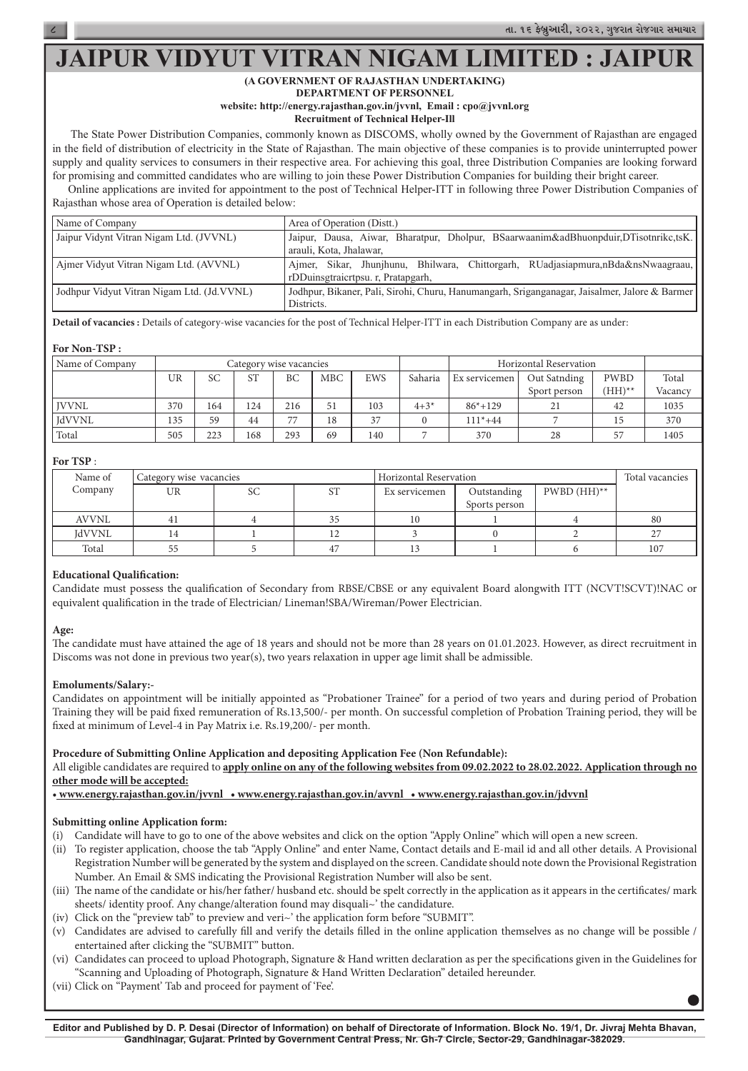# JAIPUR VIDYUT VITRAN NIGAM LIMITED : JAIPUR

**(A GOVERNMENT OF RAJASTHAN UNDERTAKING)**
**DEPARTMENT OF PERSONNEL**
**website: http://energy.rajasthan.gov.in/jvvnl, Email : cpo@jvvnl.org**
**Recruitment of Technical Helper-Ill**

The State Power Distribution Companies, commonly known as DISCOMS, wholly owned by the Government of Rajasthan are engaged in the field of distribution of electricity in the State of Rajasthan. The main objective of these companies is to provide uninterrupted power supply and quality services to consumers in their respective area. For achieving this goal, three Distribution Companies are looking forward for promising and committed candidates who are willing to join these Power Distribution Companies for building their bright career.

Online applications are invited for appointment to the post of Technical Helper-ITT in following three Power Distribution Companies of Rajasthan whose area of Operation is detailed below:

| Name of Company | Area of Operation (Distt.) |
|---|---|
| Jaipur Vidynt Vitran Nigam Ltd. (JVVNL) | Jaipur, Dausa, Aiwar, Bharatpur, Dholpur, BSaarwaanim&adBhuonpduir,DTisotnrikc,tsK. arauli, Kota, Jhalawar, |
| Ajmer Vidyut Vitran Nigam Ltd. (AVVNL) | Ajmer, Sikar, Jhunjhunu, Bhilwara, Chittorgarh, RUadjasiapmura,nBda&nsNwaagraau, rDDuinsgtraicrtpsu. r, Pratapgarh, |
| Jodhpur Vidyut Vitran Nigam Ltd. (Jd.VVNL) | Jodhpur, Bikaner, Pali, Sirohi, Churu, Hanumangarh, Sriganganagar, Jaisalmer, Jalore & Barmer Districts. |

**Detail of vacancies :** Details of category-wise vacancies for the post of Technical Helper-ITT in each Distribution Company are as under:

**For Non-TSP :**

| Name of Company | Category wise vacancies | | | | | | | Horizontal Reservation | | | |
|---|---|---|---|---|---|---|---|---|---|---|---|
| | UR | SC | ST | BC | MBC | EWS | Saharia | Ex servicemen | Out Satnding Sport person | PWBD (HH)** | Total Vacancy |
| JVVNL | 370 | 164 | 124 | 216 | 51 | 103 | 4+3* | 86*+129 | 21 | 42 | 1035 |
| JdVVNL | 135 | 59 | 44 | 77 | 18 | 37 | 0 | 111*+44 | 7 | 15 | 370 |
| Total | 505 | 223 | 168 | 293 | 69 | 140 | 7 | 370 | 28 | 57 | 1405 |

**For TSP** :

| Name of Company | Category wise vacancies | | | Horizontal Reservation | | | Total vacancies |
|---|---|---|---|---|---|---|---|
| | UR | SC | ST | Ex servicemen | Outstanding Sports person | PWBD (HH)** | |
| AVVNL | 41 | 4 | 35 | 10 | 1 | 4 | 80 |
| JdVVNL | 14 | 1 | 12 | 3 | 0 | 2 | 27 |
| Total | 55 | 5 | 47 | 13 | 1 | 6 | 107 |

**Educational Qualification:**

Candidate must possess the qualification of Secondary from RBSE/CBSE or any equivalent Board alongwith ITT (NCVT!SCVT)!NAC or equivalent qualification in the trade of Electrician/ Lineman!SBA/Wireman/Power Electrician.

**Age:**

The candidate must have attained the age of 18 years and should not be more than 28 years on 01.01.2023. However, as direct recruitment in Discoms was not done in previous two year(s), two years relaxation in upper age limit shall be admissible.

**Emoluments/Salary:-**

Candidates on appointment will be initially appointed as "Probationer Trainee" for a period of two years and during period of Probation Training they will be paid fixed remuneration of Rs.13,500/- per month. On successful completion of Probation Training period, they will be fixed at minimum of Level-4 in Pay Matrix i.e. Rs.19,200/- per month.

**Procedure of Submitting Online Application and depositing Application Fee (Non Refundable):**

All eligible candidates are required to **apply online on any of the following websites from 09.02.2022 to 28.02.2022. Application through no other mode will be accepted:**

**• www.energy.rajasthan.gov.in/jvvnl • www.energy.rajasthan.gov.in/avvnl • www.energy.rajasthan.gov.in/jdvvnl**

**Submitting online Application form:**

(i) Candidate will have to go to one of the above websites and click on the option "Apply Online" which will open a new screen.

(ii) To register application, choose the tab "Apply Online" and enter Name, Contact details and E-mail id and all other details. A Provisional Registration Number will be generated by the system and displayed on the screen. Candidate should note down the Provisional Registration Number. An Email & SMS indicating the Provisional Registration Number will also be sent.

(iii) The name of the candidate or his/her father/ husband etc. should be spelt correctly in the application as it appears in the certificates/ mark sheets/ identity proof. Any change/alteration found may disquali~' the candidature.

(iv) Click on the "preview tab" to preview and veri~' the application form before "SUBMIT".

(v) Candidates are advised to carefully fill and verify the details filled in the online application themselves as no change will be possible / entertained after clicking the "SUBMIT" button.

(vi) Candidates can proceed to upload Photograph, Signature & Hand written declaration as per the specifications given in the Guidelines for "Scanning and Uploading of Photograph, Signature & Hand Written Declaration" detailed hereunder.

(vii) Click on "Payment' Tab and proceed for payment of 'Fee'.

**Editor and Published by D. P. Desai (Director of Information) on behalf of Directorate of Information. Block No. 19/1, Dr. Jivraj Mehta Bhavan, Gandhinagar, Gujarat. Printed by Government Central Press, Nr. Gh-7 Circle, Sector-29, Gandhinagar-382029.**